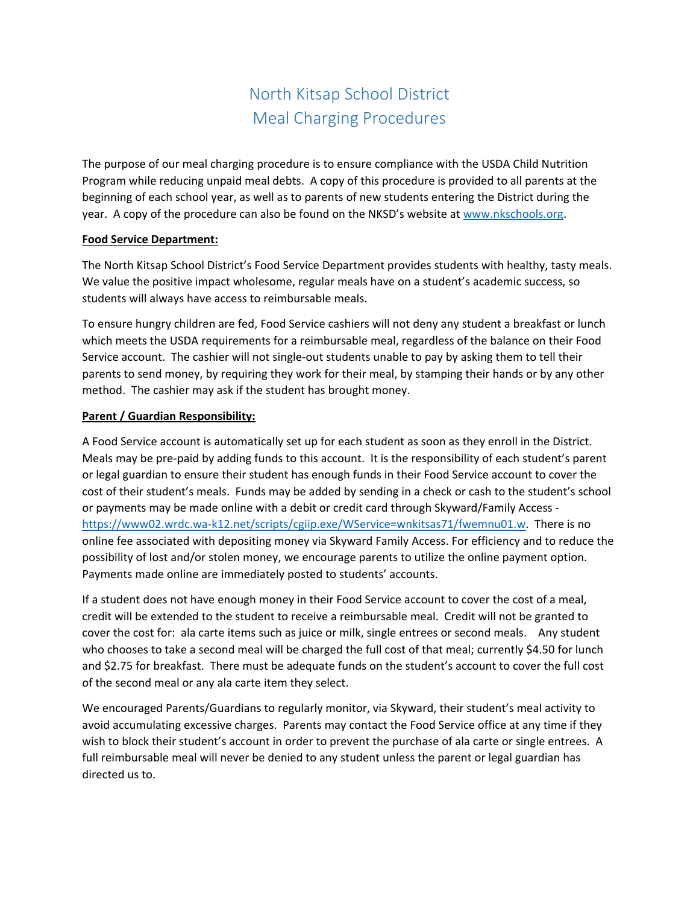# North Kitsap School District
# Meal Charging Procedures

The purpose of our meal charging procedure is to ensure compliance with the USDA Child Nutrition Program while reducing unpaid meal debts. A copy of this procedure is provided to all parents at the beginning of each school year, as well as to parents of new students entering the District during the year. A copy of the procedure can also be found on the NKSD's website at [www.nkschools.org](http://www.nkschools.org).

**Food Service Department:**

The North Kitsap School District's Food Service Department provides students with healthy, tasty meals. We value the positive impact wholesome, regular meals have on a student's academic success, so students will always have access to reimbursable meals.

To ensure hungry children are fed, Food Service cashiers will not deny any student a breakfast or lunch which meets the USDA requirements for a reimbursable meal, regardless of the balance on their Food Service account. The cashier will not single-out students unable to pay by asking them to tell their parents to send money, by requiring they work for their meal, by stamping their hands or by any other method. The cashier may ask if the student has brought money.

**Parent / Guardian Responsibility:**

A Food Service account is automatically set up for each student as soon as they enroll in the District. Meals may be pre-paid by adding funds to this account. It is the responsibility of each student's parent or legal guardian to ensure their student has enough funds in their Food Service account to cover the cost of their student's meals. Funds may be added by sending in a check or cash to the student's school or payments may be made online with a debit or credit card through Skyward/Family Access - [https://www02.wrdc.wa-k12.net/scripts/cgiip.exe/WService=wnkitsas71/fwemnu01.w](https://www02.wrdc.wa-k12.net/scripts/cgiip.exe/WService=wnkitsas71/fwemnu01.w). There is no online fee associated with depositing money via Skyward Family Access. For efficiency and to reduce the possibility of lost and/or stolen money, we encourage parents to utilize the online payment option. Payments made online are immediately posted to students' accounts.

If a student does not have enough money in their Food Service account to cover the cost of a meal, credit will be extended to the student to receive a reimbursable meal. Credit will not be granted to cover the cost for: ala carte items such as juice or milk, single entrees or second meals. Any student who chooses to take a second meal will be charged the full cost of that meal; currently $4.50 for lunch and $2.75 for breakfast. There must be adequate funds on the student's account to cover the full cost of the second meal or any ala carte item they select.

We encouraged Parents/Guardians to regularly monitor, via Skyward, their student's meal activity to avoid accumulating excessive charges. Parents may contact the Food Service office at any time if they wish to block their student's account in order to prevent the purchase of ala carte or single entrees. A full reimbursable meal will never be denied to any student unless the parent or legal guardian has directed us to.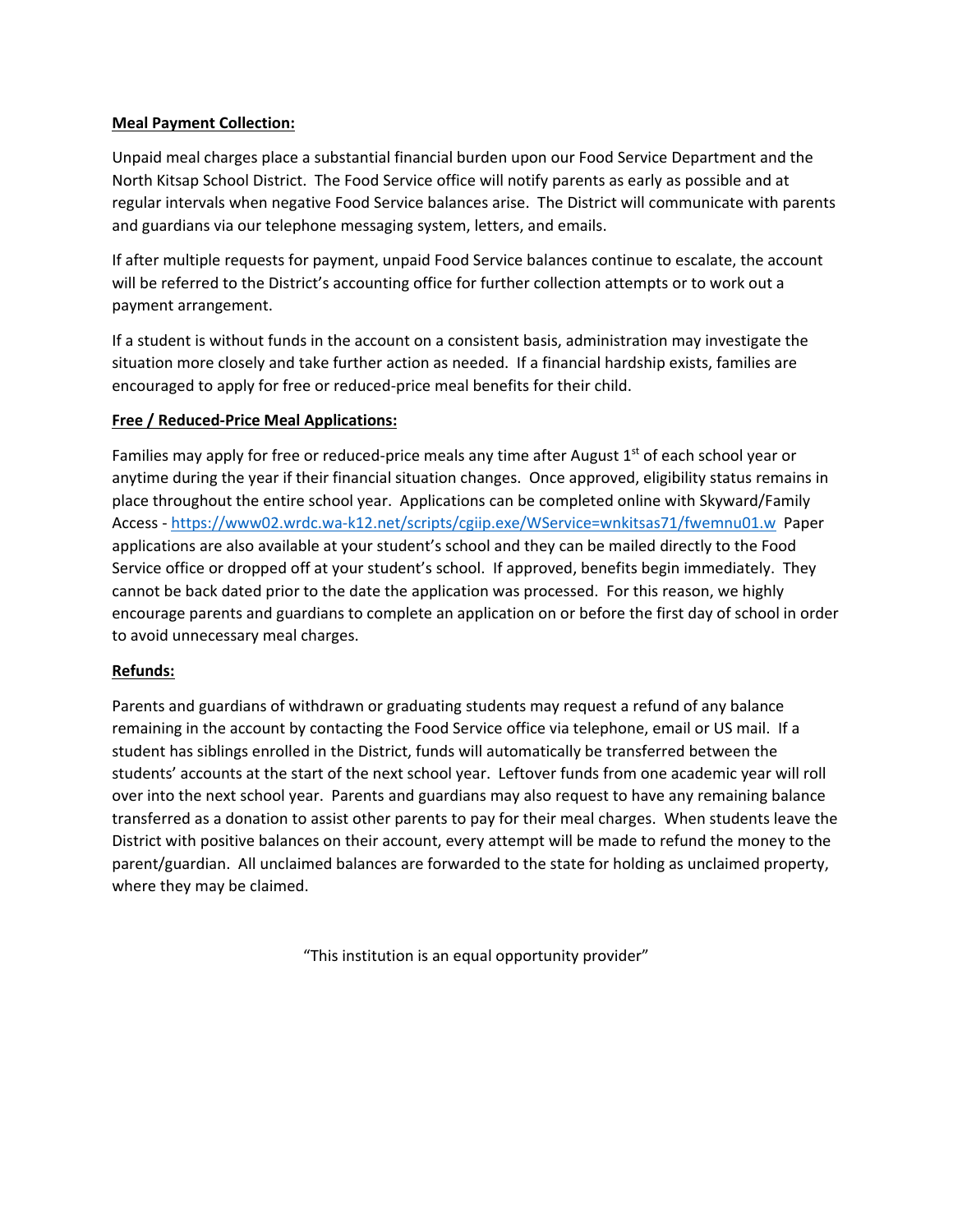**Meal Payment Collection:**

Unpaid meal charges place a substantial financial burden upon our Food Service Department and the North Kitsap School District. The Food Service office will notify parents as early as possible and at regular intervals when negative Food Service balances arise. The District will communicate with parents and guardians via our telephone messaging system, letters, and emails.

If after multiple requests for payment, unpaid Food Service balances continue to escalate, the account will be referred to the District's accounting office for further collection attempts or to work out a payment arrangement.

If a student is without funds in the account on a consistent basis, administration may investigate the situation more closely and take further action as needed. If a financial hardship exists, families are encouraged to apply for free or reduced-price meal benefits for their child.

**Free / Reduced-Price Meal Applications:**

Families may apply for free or reduced-price meals any time after August 1st of each school year or anytime during the year if their financial situation changes. Once approved, eligibility status remains in place throughout the entire school year. Applications can be completed online with Skyward/Family Access - https://www02.wrdc.wa-k12.net/scripts/cgiip.exe/WService=wnkitsas71/fwemnu01.w Paper applications are also available at your student's school and they can be mailed directly to the Food Service office or dropped off at your student's school. If approved, benefits begin immediately. They cannot be back dated prior to the date the application was processed. For this reason, we highly encourage parents and guardians to complete an application on or before the first day of school in order to avoid unnecessary meal charges.

**Refunds:**

Parents and guardians of withdrawn or graduating students may request a refund of any balance remaining in the account by contacting the Food Service office via telephone, email or US mail. If a student has siblings enrolled in the District, funds will automatically be transferred between the students' accounts at the start of the next school year. Leftover funds from one academic year will roll over into the next school year. Parents and guardians may also request to have any remaining balance transferred as a donation to assist other parents to pay for their meal charges. When students leave the District with positive balances on their account, every attempt will be made to refund the money to the parent/guardian. All unclaimed balances are forwarded to the state for holding as unclaimed property, where they may be claimed.

"This institution is an equal opportunity provider"